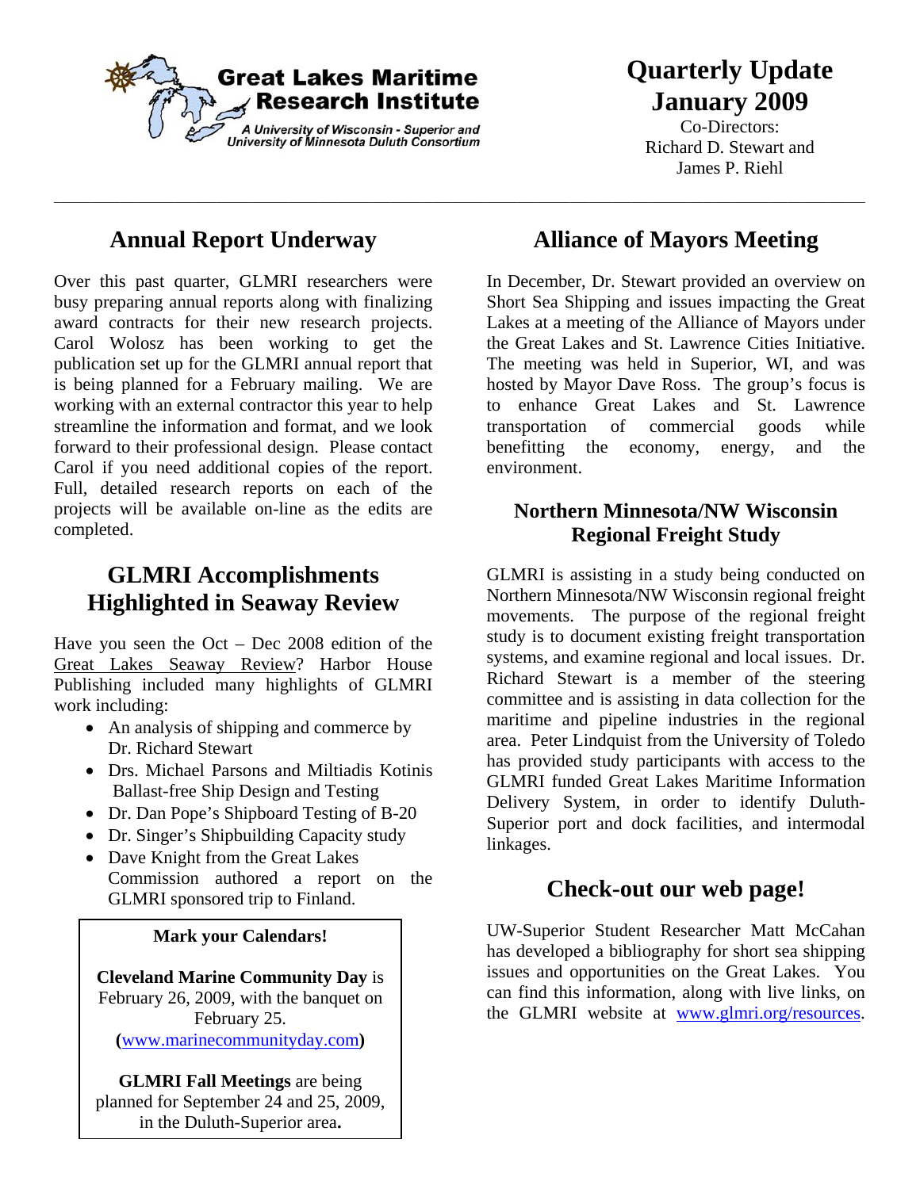**Great Lakes Maritime Research Institute**

*A University of Wisconsin - Superior and University of Minnesota Duluth Consortium*

# Quarterly Update January 2009

Co-Directors:
Richard D. Stewart and
James P. Riehl

---

## Annual Report Underway

Over this past quarter, GLMRI researchers were busy preparing annual reports along with finalizing award contracts for their new research projects. Carol Wolosz has been working to get the publication set up for the GLMRI annual report that is being planned for a February mailing. We are working with an external contractor this year to help streamline the information and format, and we look forward to their professional design. Please contact Carol if you need additional copies of the report. Full, detailed research reports on each of the projects will be available on-line as the edits are completed.

## GLMRI Accomplishments Highlighted in Seaway Review

Have you seen the Oct – Dec 2008 edition of the Great Lakes Seaway Review? Harbor House Publishing included many highlights of GLMRI work including:

- An analysis of shipping and commerce by Dr. Richard Stewart
- Drs. Michael Parsons and Miltiadis Kotinis Ballast-free Ship Design and Testing
- Dr. Dan Pope's Shipboard Testing of B-20
- Dr. Singer's Shipbuilding Capacity study
- Dave Knight from the Great Lakes Commission authored a report on the GLMRI sponsored trip to Finland.

**Mark your Calendars!**

**Cleveland Marine Community Day** is February 26, 2009, with the banquet on February 25. **(**www.marinecommunityday.com**)**

**GLMRI Fall Meetings** are being planned for September 24 and 25, 2009, in the Duluth-Superior area**.**

## Alliance of Mayors Meeting

In December, Dr. Stewart provided an overview on Short Sea Shipping and issues impacting the Great Lakes at a meeting of the Alliance of Mayors under the Great Lakes and St. Lawrence Cities Initiative. The meeting was held in Superior, WI, and was hosted by Mayor Dave Ross. The group's focus is to enhance Great Lakes and St. Lawrence transportation of commercial goods while benefitting the economy, energy, and the environment.

### Northern Minnesota/NW Wisconsin Regional Freight Study

GLMRI is assisting in a study being conducted on Northern Minnesota/NW Wisconsin regional freight movements. The purpose of the regional freight study is to document existing freight transportation systems, and examine regional and local issues. Dr. Richard Stewart is a member of the steering committee and is assisting in data collection for the maritime and pipeline industries in the regional area. Peter Lindquist from the University of Toledo has provided study participants with access to the GLMRI funded Great Lakes Maritime Information Delivery System, in order to identify Duluth-Superior port and dock facilities, and intermodal linkages.

## Check-out our web page!

UW-Superior Student Researcher Matt McCahan has developed a bibliography for short sea shipping issues and opportunities on the Great Lakes. You can find this information, along with live links, on the GLMRI website at www.glmri.org/resources.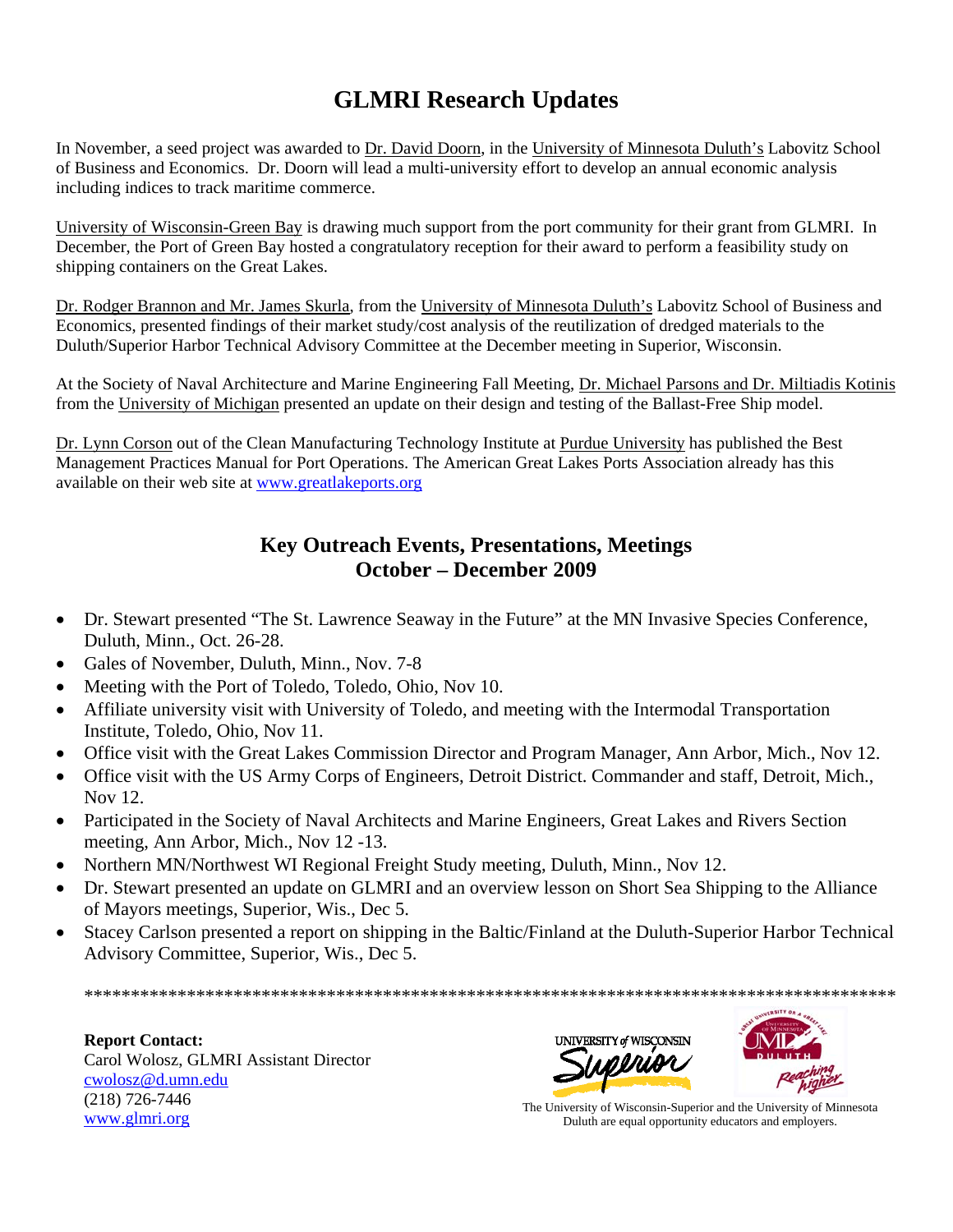# GLMRI Research Updates

In November, a seed project was awarded to Dr. David Doorn, in the University of Minnesota Duluth's Labovitz School of Business and Economics. Dr. Doorn will lead a multi-university effort to develop an annual economic analysis including indices to track maritime commerce.

University of Wisconsin-Green Bay is drawing much support from the port community for their grant from GLMRI. In December, the Port of Green Bay hosted a congratulatory reception for their award to perform a feasibility study on shipping containers on the Great Lakes.

Dr. Rodger Brannon and Mr. James Skurla, from the University of Minnesota Duluth's Labovitz School of Business and Economics, presented findings of their market study/cost analysis of the reutilization of dredged materials to the Duluth/Superior Harbor Technical Advisory Committee at the December meeting in Superior, Wisconsin.

At the Society of Naval Architecture and Marine Engineering Fall Meeting, Dr. Michael Parsons and Dr. Miltiadis Kotinis from the University of Michigan presented an update on their design and testing of the Ballast-Free Ship model.

Dr. Lynn Corson out of the Clean Manufacturing Technology Institute at Purdue University has published the Best Management Practices Manual for Port Operations. The American Great Lakes Ports Association already has this available on their web site at www.greatlakeports.org

## Key Outreach Events, Presentations, Meetings
## October – December 2009

- Dr. Stewart presented "The St. Lawrence Seaway in the Future" at the MN Invasive Species Conference, Duluth, Minn., Oct. 26-28.
- Gales of November, Duluth, Minn., Nov. 7-8
- Meeting with the Port of Toledo, Toledo, Ohio, Nov 10.
- Affiliate university visit with University of Toledo, and meeting with the Intermodal Transportation Institute, Toledo, Ohio, Nov 11.
- Office visit with the Great Lakes Commission Director and Program Manager, Ann Arbor, Mich., Nov 12.
- Office visit with the US Army Corps of Engineers, Detroit District. Commander and staff, Detroit, Mich., Nov 12.
- Participated in the Society of Naval Architects and Marine Engineers, Great Lakes and Rivers Section meeting, Ann Arbor, Mich., Nov 12 -13.
- Northern MN/Northwest WI Regional Freight Study meeting, Duluth, Minn., Nov 12.
- Dr. Stewart presented an update on GLMRI and an overview lesson on Short Sea Shipping to the Alliance of Mayors meetings, Superior, Wis., Dec 5.
- Stacey Carlson presented a report on shipping in the Baltic/Finland at the Duluth-Superior Harbor Technical Advisory Committee, Superior, Wis., Dec 5.

************************************************************************************

**Report Contact:**
Carol Wolosz, GLMRI Assistant Director
cwolosz@d.umn.edu
(218) 726-7446
www.glmri.org

The University of Wisconsin-Superior and the University of Minnesota Duluth are equal opportunity educators and employers.